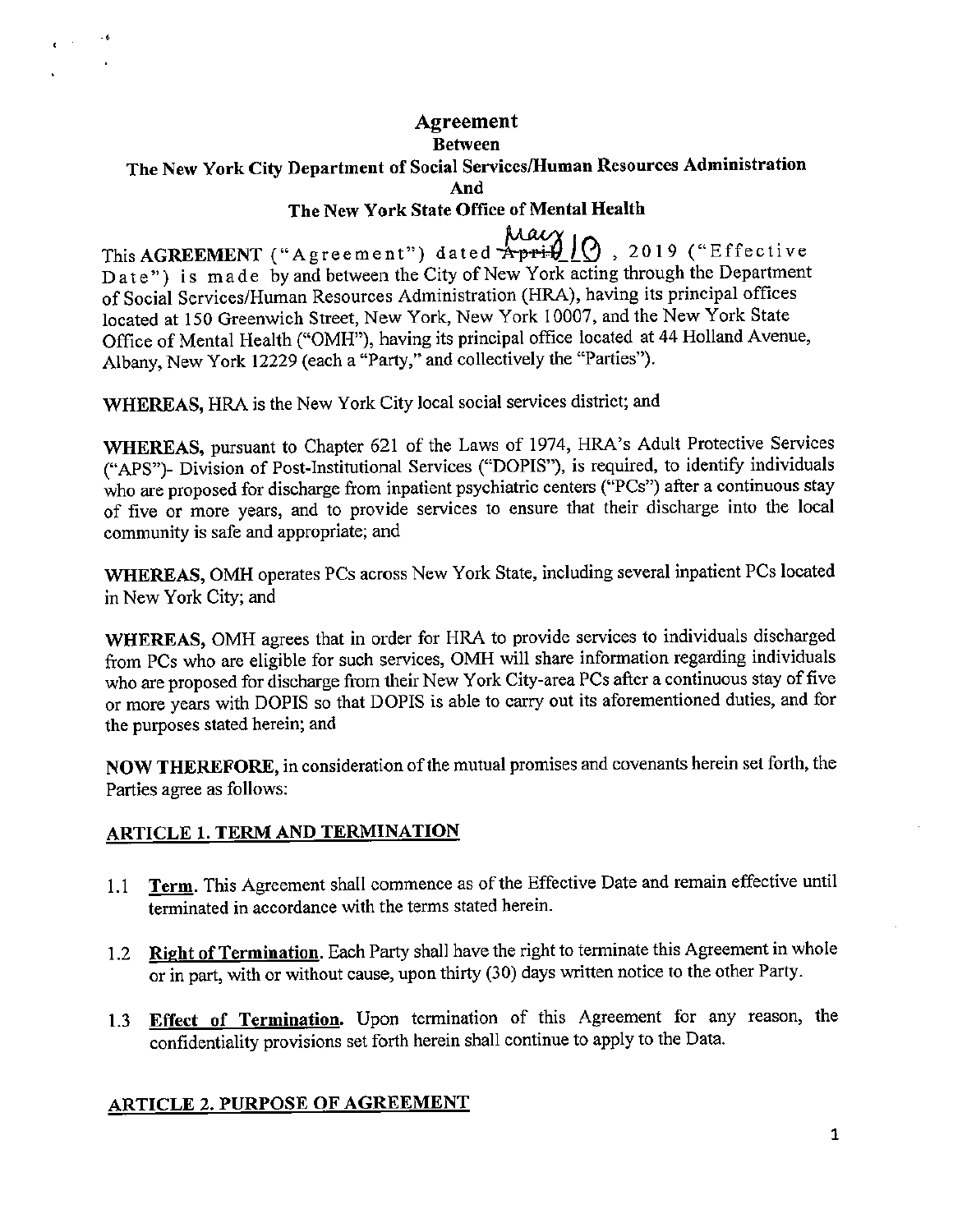# Agreement

## Between

## The New York City Department of Social Services/Human Resources Administration

## And

## The New York State Office of Military Health

# Agreement

**Between**

**The New York City Department of Social Services/Human Resources Administration**

**And**

**The New York State Office of Mental Health**

This **AGREEMENT** ("Agreement") dated ~~April~~ May 10, 2019 ("Effective Date") is made by and between the City of New York acting through the Department of Social Services/Human Resources Administration (HRA), having its principal offices located at 150 Greenwich Street, New York, New York 10007, and the New York State Office of Mental Health ("OMH"), having its principal office located at 44 Holland Avenue, Albany, New York 12229 (each a "Party," and collectively the "Parties").

**WHEREAS,** HRA is the New York City local social services district; and

**WHEREAS,** pursuant to Chapter 621 of the Laws of 1974, HRA's Adult Protective Services ("APS")- Division of Post-Institutional Services ("DOPIS"), is required, to identify individuals who are proposed for discharge from inpatient psychiatric centers ("PCs") after a continuous stay of five or more years, and to provide services to ensure that their discharge into the local community is safe and appropriate; and

**WHEREAS,** OMH operates PCs across New York State, including several inpatient PCs located in New York City; and

**WHEREAS,** OMH agrees that in order for HRA to provide services to individuals discharged from PCs who are eligible for such services, OMH will share information regarding individuals who are proposed for discharge from their New York City-area PCs after a continuous stay of five or more years with DOPIS so that DOPIS is able to carry out its aforementioned duties, and for the purposes stated herein; and

**NOW THEREFORE,** in consideration of the mutual promises and covenants herein set forth, the Parties agree as follows:

## ARTICLE 1. TERM AND TERMINATION

1.1 **Term.** This Agreement shall commence as of the Effective Date and remain effective until terminated in accordance with the terms stated herein.

1.2 **Right of Termination.** Each Party shall have the right to terminate this Agreement in whole or in part, with or without cause, upon thirty (30) days written notice to the other Party.

1.3 **Effect of Termination.** Upon termination of this Agreement for any reason, the confidentiality provisions set forth herein shall continue to apply to the Data.

## ARTICLE 2. PURPOSE OF AGREEMENT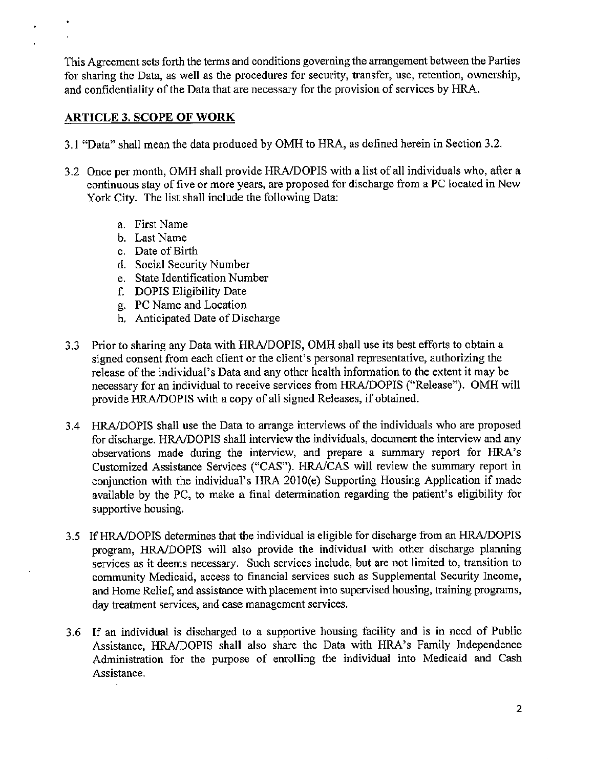This Agreement sets forth the terms and conditions governing the arrangement between the Parties for sharing the Data, as well as the procedures for security, transfer, use, retention, ownership, and confidentiality of the Data that are necessary for the provision of services by HRA.

## ARTICLE 3. SCOPE OF WORK

3.1 "Data" shall mean the data produced by OMH to HRA, as defined herein in Section 3.2.

3.2 Once per month, OMH shall provide HRA/DOPIS with a list of all individuals who, after a continuous stay of five or more years, are proposed for discharge from a PC located in New York City. The list shall include the following Data:

a. First Name
b. Last Name
c. Date of Birth
d. Social Security Number
e. State Identification Number
f. DOPIS Eligibility Date
g. PC Name and Location
h. Anticipated Date of Discharge

3.3 Prior to sharing any Data with HRA/DOPIS, OMH shall use its best efforts to obtain a signed consent from each client or the client's personal representative, authorizing the release of the individual's Data and any other health information to the extent it may be necessary for an individual to receive services from HRA/DOPIS ("Release"). OMH will provide HRA/DOPIS with a copy of all signed Releases, if obtained.

3.4 HRA/DOPIS shall use the Data to arrange interviews of the individuals who are proposed for discharge. HRA/DOPIS shall interview the individuals, document the interview and any observations made during the interview, and prepare a summary report for HRA's Customized Assistance Services ("CAS"). HRA/CAS will review the summary report in conjunction with the individual's HRA 2010(e) Supporting Housing Application if made available by the PC, to make a final determination regarding the patient's eligibility for supportive housing.

3.5 If HRA/DOPIS determines that the individual is eligible for discharge from an HRA/DOPIS program, HRA/DOPIS will also provide the individual with other discharge planning services as it deems necessary. Such services include, but are not limited to, transition to community Medicaid, access to financial services such as Supplemental Security Income, and Home Relief, and assistance with placement into supervised housing, training programs, day treatment services, and case management services.

3.6 If an individual is discharged to a supportive housing facility and is in need of Public Assistance, HRA/DOPIS shall also share the Data with HRA's Family Independence Administration for the purpose of enrolling the individual into Medicaid and Cash Assistance.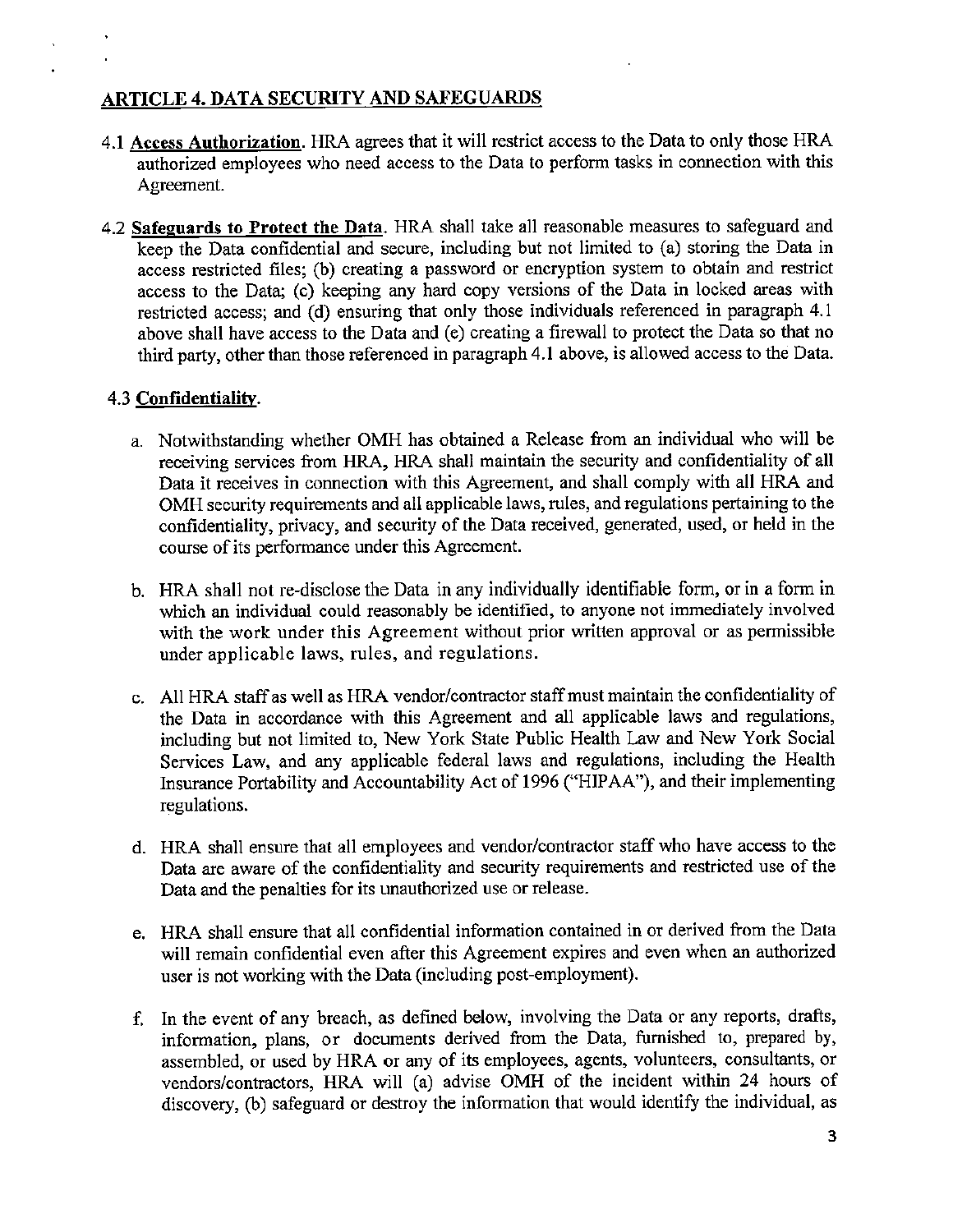## ARTICLE 4. DATA SECURITY AND SAFEGUARDS

4.1 **Access Authorization**. HRA agrees that it will restrict access to the Data to only those HRA authorized employees who need access to the Data to perform tasks in connection with this Agreement.

4.2 **Safeguards to Protect the Data**. HRA shall take all reasonable measures to safeguard and keep the Data confidential and secure, including but not limited to (a) storing the Data in access restricted files; (b) creating a password or encryption system to obtain and restrict access to the Data; (c) keeping any hard copy versions of the Data in locked areas with restricted access; and (d) ensuring that only those individuals referenced in paragraph 4.1 above shall have access to the Data and (e) creating a firewall to protect the Data so that no third party, other than those referenced in paragraph 4.1 above, is allowed access to the Data.

4.3 **Confidentiality**.

a. Notwithstanding whether OMH has obtained a Release from an individual who will be receiving services from HRA, HRA shall maintain the security and confidentiality of all Data it receives in connection with this Agreement, and shall comply with all HRA and OMH security requirements and all applicable laws, rules, and regulations pertaining to the confidentiality, privacy, and security of the Data received, generated, used, or held in the course of its performance under this Agreement.

b. HRA shall not re-disclose the Data in any individually identifiable form, or in a form in which an individual could reasonably be identified, to anyone not immediately involved with the work under this Agreement without prior written approval or as permissible under applicable laws, rules, and regulations.

c. All HRA staff as well as HRA vendor/contractor staff must maintain the confidentiality of the Data in accordance with this Agreement and all applicable laws and regulations, including but not limited to, New York State Public Health Law and New York Social Services Law, and any applicable federal laws and regulations, including the Health Insurance Portability and Accountability Act of 1996 ("HIPAA"), and their implementing regulations.

d. HRA shall ensure that all employees and vendor/contractor staff who have access to the Data are aware of the confidentiality and security requirements and restricted use of the Data and the penalties for its unauthorized use or release.

e. HRA shall ensure that all confidential information contained in or derived from the Data will remain confidential even after this Agreement expires and even when an authorized user is not working with the Data (including post-employment).

f. In the event of any breach, as defined below, involving the Data or any reports, drafts, information, plans, or documents derived from the Data, furnished to, prepared by, assembled, or used by HRA or any of its employees, agents, volunteers, consultants, or vendors/contractors, HRA will (a) advise OMH of the incident within 24 hours of discovery, (b) safeguard or destroy the information that would identify the individual, as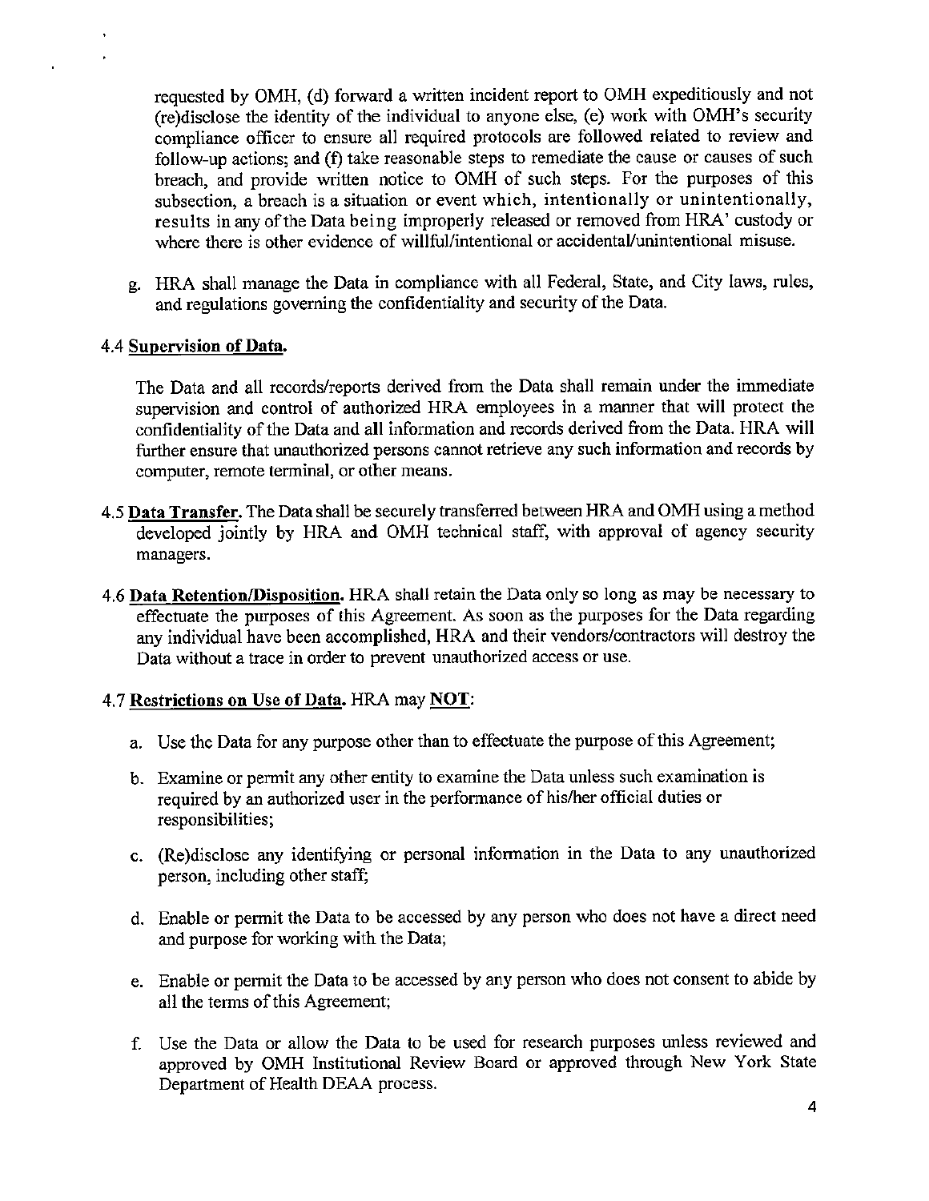requested by OMH, (d) forward a written incident report to OMH expeditiously and not (re)disclose the identity of the individual to anyone else, (e) work with OMH's security compliance officer to ensure all required protocols are followed related to review and follow-up actions; and (f) take reasonable steps to remediate the cause or causes of such breach, and provide written notice to OMH of such steps. For the purposes of this subsection, a breach is a situation or event which, intentionally or unintentionally, results in any of the Data being improperly released or removed from HRA' custody or where there is other evidence of willful/intentional or accidental/unintentional misuse.

g. HRA shall manage the Data in compliance with all Federal, State, and City laws, rules, and regulations governing the confidentiality and security of the Data.

4.4 **Supervision of Data.**

The Data and all records/reports derived from the Data shall remain under the immediate supervision and control of authorized HRA employees in a manner that will protect the confidentiality of the Data and all information and records derived from the Data. HRA will further ensure that unauthorized persons cannot retrieve any such information and records by computer, remote terminal, or other means.

4.5 **Data Transfer.** The Data shall be securely transferred between HRA and OMH using a method developed jointly by HRA and OMH technical staff, with approval of agency security managers.

4.6 **Data Retention/Disposition.** HRA shall retain the Data only so long as may be necessary to effectuate the purposes of this Agreement. As soon as the purposes for the Data regarding any individual have been accomplished, HRA and their vendors/contractors will destroy the Data without a trace in order to prevent unauthorized access or use.

4.7 **Restrictions on Use of Data.** HRA may **NOT**:

a. Use the Data for any purpose other than to effectuate the purpose of this Agreement;

b. Examine or permit any other entity to examine the Data unless such examination is required by an authorized user in the performance of his/her official duties or responsibilities;

c. (Re)disclose any identifying or personal information in the Data to any unauthorized person, including other staff;

d. Enable or permit the Data to be accessed by any person who does not have a direct need and purpose for working with the Data;

e. Enable or permit the Data to be accessed by any person who does not consent to abide by all the terms of this Agreement;

f. Use the Data or allow the Data to be used for research purposes unless reviewed and approved by OMH Institutional Review Board or approved through New York State Department of Health DEAA process.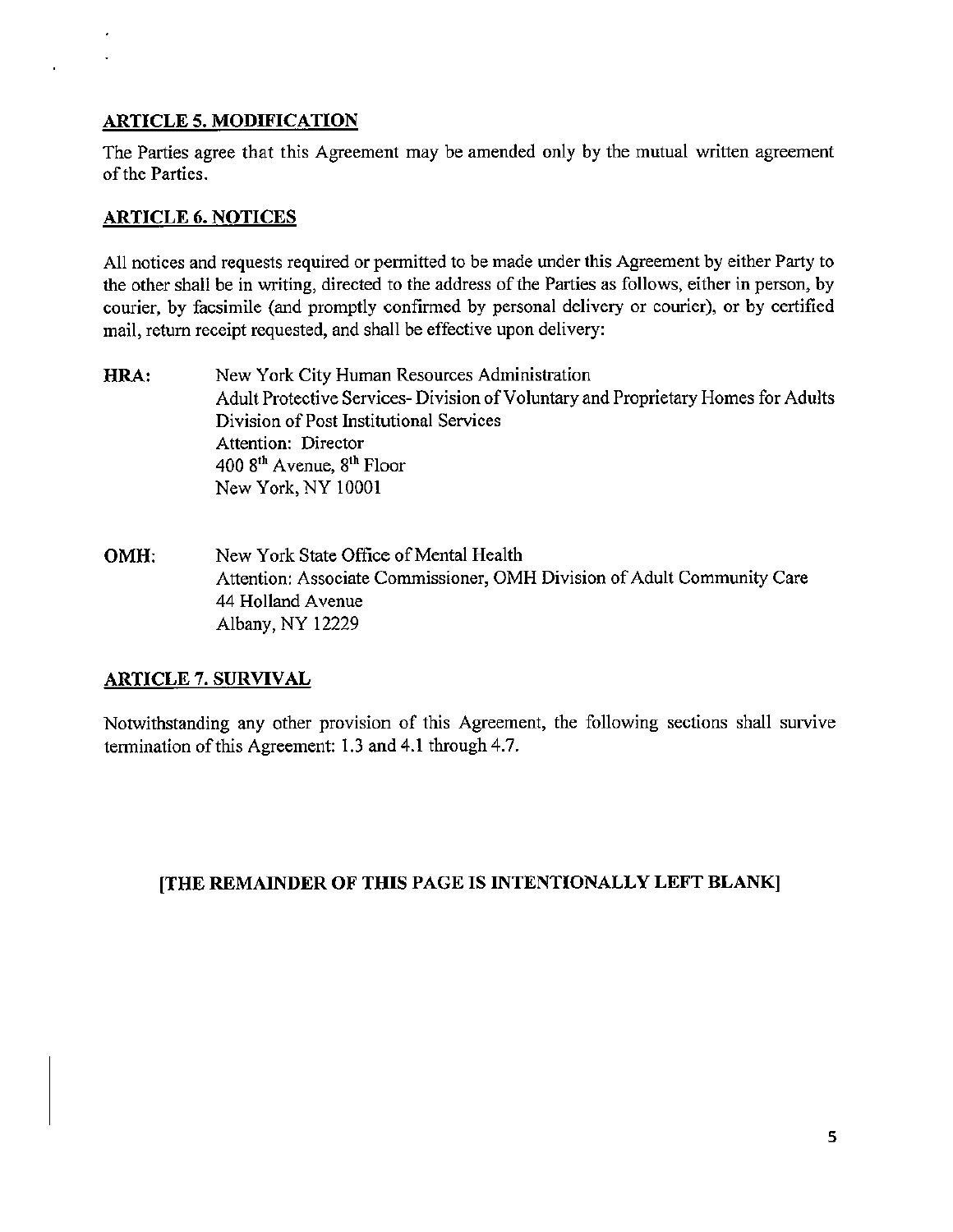## ARTICLE 5. MODIFICATION

The Parties agree that this Agreement may be amended only by the mutual written agreement of the Parties.

## ARTICLE 6. NOTICES

All notices and requests required or permitted to be made under this Agreement by either Party to the other shall be in writing, directed to the address of the Parties as follows, either in person, by courier, by facsimile (and promptly confirmed by personal delivery or courier), or by certified mail, return receipt requested, and shall be effective upon delivery:

**HRA:** New York City Human Resources Administration
Adult Protective Services- Division of Voluntary and Proprietary Homes for Adults
Division of Post Institutional Services
Attention: Director
400 8th Avenue, 8th Floor
New York, NY 10001

**OMH:** New York State Office of Mental Health
Attention: Associate Commissioner, OMH Division of Adult Community Care
44 Holland Avenue
Albany, NY 12229

## ARTICLE 7. SURVIVAL

Notwithstanding any other provision of this Agreement, the following sections shall survive termination of this Agreement: 1.3 and 4.1 through 4.7.

**[THE REMAINDER OF THIS PAGE IS INTENTIONALLY LEFT BLANK]**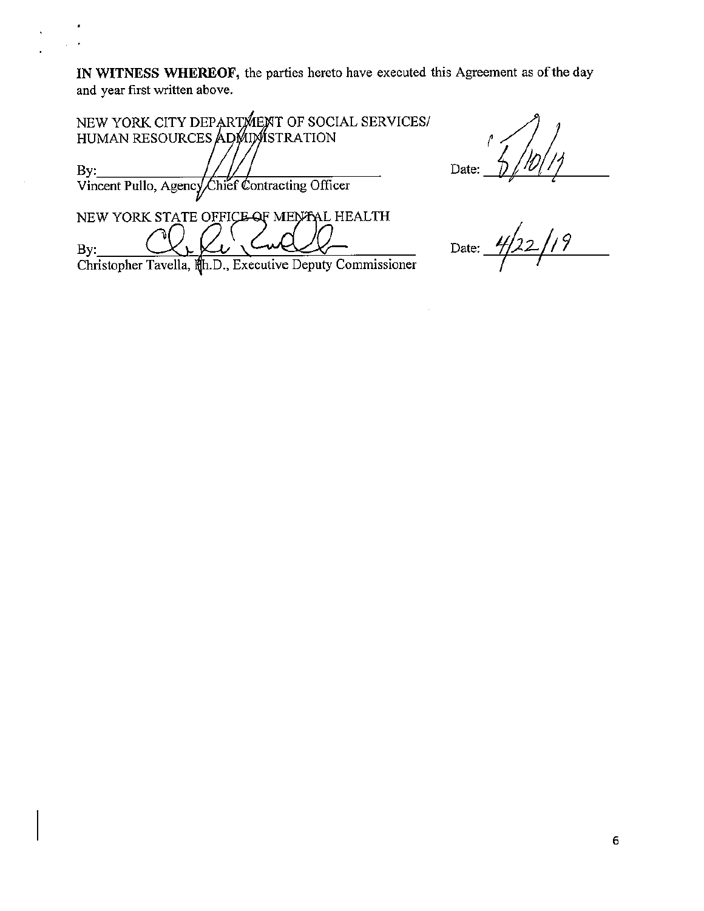**IN WITNESS WHEREOF,** the parties hereto have executed this Agreement as of the day and year first written above.

NEW YORK CITY DEPARTMENT OF SOCIAL SERVICES/
HUMAN RESOURCES ADMINISTRATION

By:\_\_\_\_\_\_\_\_\_\_\_\_\_\_\_\_\_\_\_\_\_\_\_\_\_\_\_\_\_\_ Date: 5/10/19
Vincent Pullo, Agency Chief Contracting Officer

NEW YORK STATE OFFICE OF MENTAL HEALTH

By:\_\_\_\_\_\_\_\_\_\_\_\_\_\_\_\_\_\_\_\_\_\_\_\_\_\_\_\_\_\_ Date: 4/22/19
Christopher Tavella, Ph.D., Executive Deputy Commissioner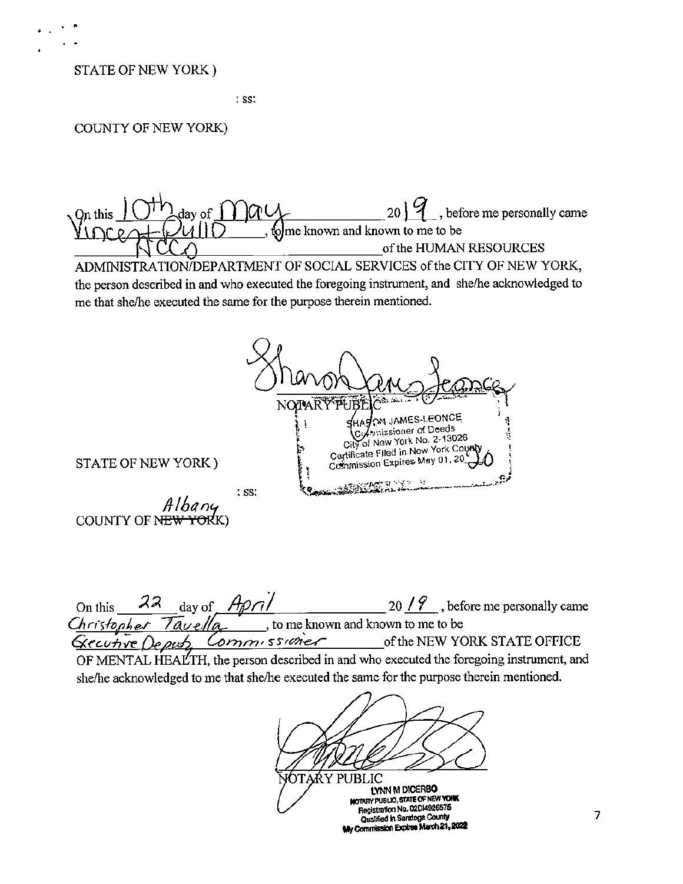STATE OF NEW YORK )

: ss:

COUNTY OF NEW YORK)

On this 10th day of May 2019, before me personally came Vincent Pullo, to me known and known to me to be ACCO of the HUMAN RESOURCES ADMINISTRATION/DEPARTMENT OF SOCIAL SERVICES of the CITY OF NEW YORK, the person described in and who executed the foregoing instrument, and she/he acknowledged to me that she/he executed the same for the purpose therein mentioned.

NOTARY PUBLIC

SHARON JAMES-LEONCE
Commissioner of Deeds
City of New York No. 2-13026
Certificate Filed in New York County
Commission Expires May 01, 2020

STATE OF NEW YORK )

: ss:

COUNTY OF ~~NEW YORK~~ Albany)

On this 22 day of April 2019, before me personally came Christopher Tavella, to me known and known to me to be Executive Deputy Commissioner of the NEW YORK STATE OFFICE OF MENTAL HEALTH, the person described in and who executed the foregoing instrument, and she/he acknowledged to me that she/he executed the same for the purpose therein mentioned.

NOTARY PUBLIC

LYNN M DICERBO
NOTARY PUBLIC, STATE OF NEW YORK
Registration No. 02DI4926575
Qualified in Saratoga County
My Commission Expires March 21, 2022